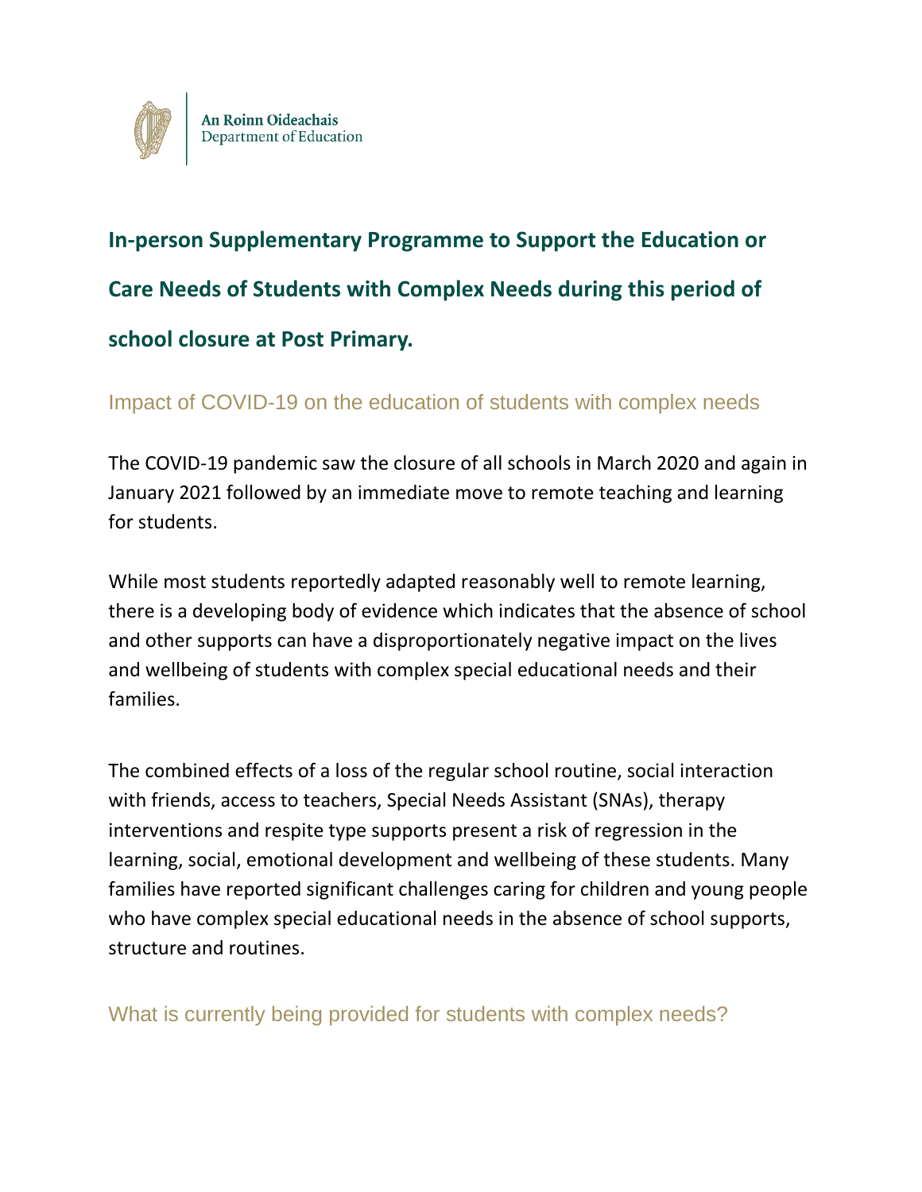An Roinn Oideachais
Department of Education

# In-person Supplementary Programme to Support the Education or Care Needs of Students with Complex Needs during this period of school closure at Post Primary.

## Impact of COVID-19 on the education of students with complex needs

The COVID-19 pandemic saw the closure of all schools in March 2020 and again in January 2021 followed by an immediate move to remote teaching and learning for students.

While most students reportedly adapted reasonably well to remote learning, there is a developing body of evidence which indicates that the absence of school and other supports can have a disproportionately negative impact on the lives and wellbeing of students with complex special educational needs and their families.

The combined effects of a loss of the regular school routine, social interaction with friends, access to teachers, Special Needs Assistant (SNAs), therapy interventions and respite type supports present a risk of regression in the learning, social, emotional development and wellbeing of these students. Many families have reported significant challenges caring for children and young people who have complex special educational needs in the absence of school supports, structure and routines.

## What is currently being provided for students with complex needs?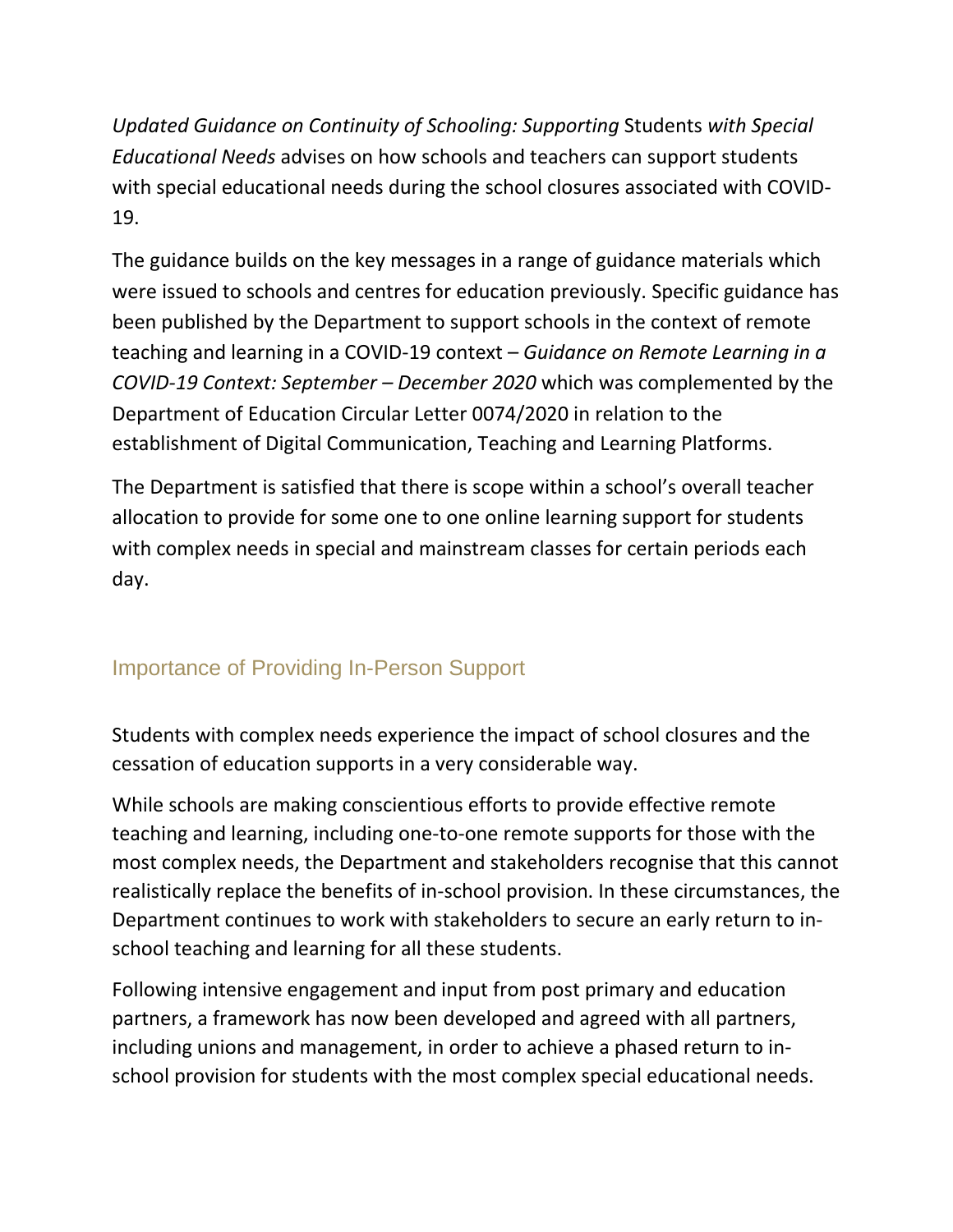*Updated Guidance on Continuity of Schooling: Supporting* Students *with Special Educational Needs* advises on how schools and teachers can support students with special educational needs during the school closures associated with COVID-19.

The guidance builds on the key messages in a range of guidance materials which were issued to schools and centres for education previously. Specific guidance has been published by the Department to support schools in the context of remote teaching and learning in a COVID-19 context – *Guidance on Remote Learning in a COVID-19 Context: September – December 2020* which was complemented by the Department of Education Circular Letter 0074/2020 in relation to the establishment of Digital Communication, Teaching and Learning Platforms.

The Department is satisfied that there is scope within a school's overall teacher allocation to provide for some one to one online learning support for students with complex needs in special and mainstream classes for certain periods each day.

## Importance of Providing In-Person Support

Students with complex needs experience the impact of school closures and the cessation of education supports in a very considerable way.

While schools are making conscientious efforts to provide effective remote teaching and learning, including one-to-one remote supports for those with the most complex needs, the Department and stakeholders recognise that this cannot realistically replace the benefits of in-school provision. In these circumstances, the Department continues to work with stakeholders to secure an early return to in-school teaching and learning for all these students.

Following intensive engagement and input from post primary and education partners, a framework has now been developed and agreed with all partners, including unions and management, in order to achieve a phased return to in-school provision for students with the most complex special educational needs.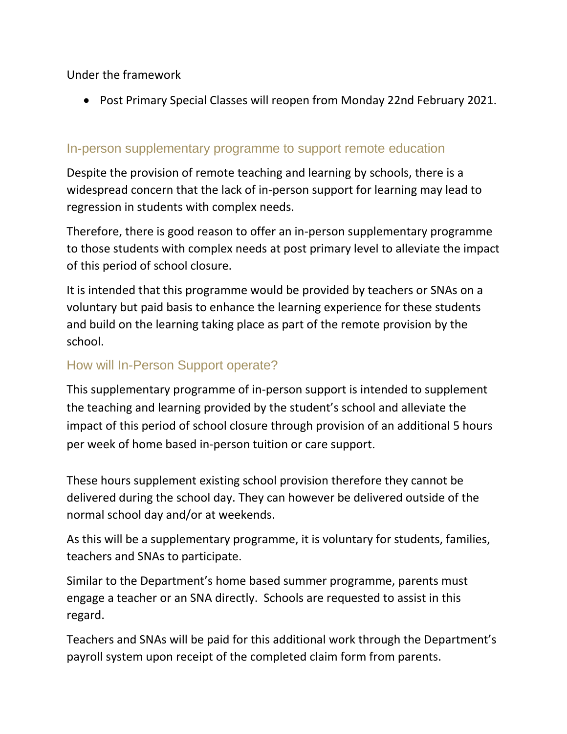Under the framework

- Post Primary Special Classes will reopen from Monday 22nd February 2021.

## In-person supplementary programme to support remote education

Despite the provision of remote teaching and learning by schools, there is a widespread concern that the lack of in-person support for learning may lead to regression in students with complex needs.

Therefore, there is good reason to offer an in-person supplementary programme to those students with complex needs at post primary level to alleviate the impact of this period of school closure.

It is intended that this programme would be provided by teachers or SNAs on a voluntary but paid basis to enhance the learning experience for these students and build on the learning taking place as part of the remote provision by the school.

## How will In-Person Support operate?

This supplementary programme of in-person support is intended to supplement the teaching and learning provided by the student's school and alleviate the impact of this period of school closure through provision of an additional 5 hours per week of home based in-person tuition or care support.

These hours supplement existing school provision therefore they cannot be delivered during the school day. They can however be delivered outside of the normal school day and/or at weekends.

As this will be a supplementary programme, it is voluntary for students, families, teachers and SNAs to participate.

Similar to the Department's home based summer programme, parents must engage a teacher or an SNA directly. Schools are requested to assist in this regard.

Teachers and SNAs will be paid for this additional work through the Department's payroll system upon receipt of the completed claim form from parents.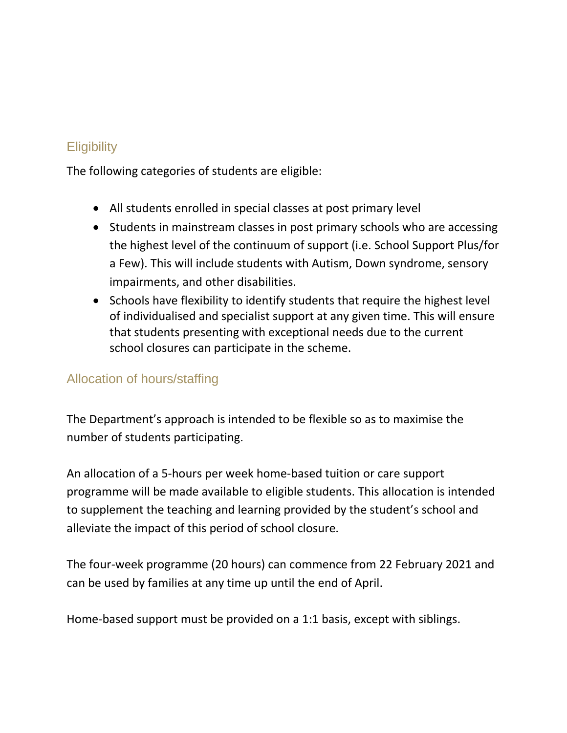## Eligibility

The following categories of students are eligible:

- All students enrolled in special classes at post primary level
- Students in mainstream classes in post primary schools who are accessing the highest level of the continuum of support (i.e. School Support Plus/for a Few). This will include students with Autism, Down syndrome, sensory impairments, and other disabilities.
- Schools have flexibility to identify students that require the highest level of individualised and specialist support at any given time. This will ensure that students presenting with exceptional needs due to the current school closures can participate in the scheme.

## Allocation of hours/staffing

The Department's approach is intended to be flexible so as to maximise the number of students participating.

An allocation of a 5-hours per week home-based tuition or care support programme will be made available to eligible students. This allocation is intended to supplement the teaching and learning provided by the student's school and alleviate the impact of this period of school closure.

The four-week programme (20 hours) can commence from 22 February 2021 and can be used by families at any time up until the end of April.

Home-based support must be provided on a 1:1 basis, except with siblings.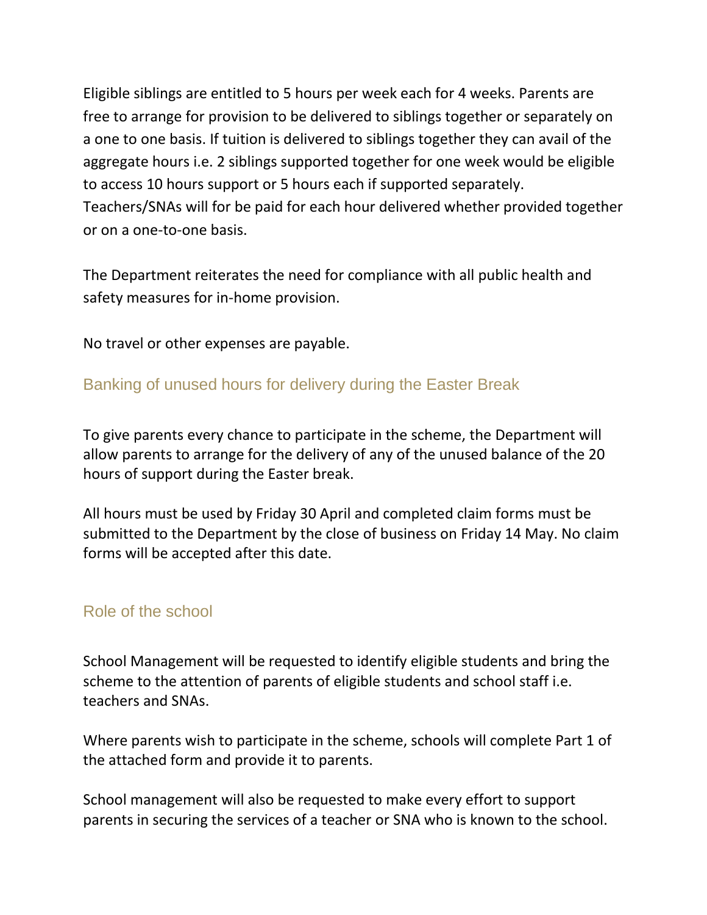Eligible siblings are entitled to 5 hours per week each for 4 weeks. Parents are free to arrange for provision to be delivered to siblings together or separately on a one to one basis. If tuition is delivered to siblings together they can avail of the aggregate hours i.e. 2 siblings supported together for one week would be eligible to access 10 hours support or 5 hours each if supported separately. Teachers/SNAs will for be paid for each hour delivered whether provided together or on a one-to-one basis.

The Department reiterates the need for compliance with all public health and safety measures for in-home provision.

No travel or other expenses are payable.

## Banking of unused hours for delivery during the Easter Break

To give parents every chance to participate in the scheme, the Department will allow parents to arrange for the delivery of any of the unused balance of the 20 hours of support during the Easter break.

All hours must be used by Friday 30 April and completed claim forms must be submitted to the Department by the close of business on Friday 14 May. No claim forms will be accepted after this date.

## Role of the school

School Management will be requested to identify eligible students and bring the scheme to the attention of parents of eligible students and school staff i.e. teachers and SNAs.

Where parents wish to participate in the scheme, schools will complete Part 1 of the attached form and provide it to parents.

School management will also be requested to make every effort to support parents in securing the services of a teacher or SNA who is known to the school.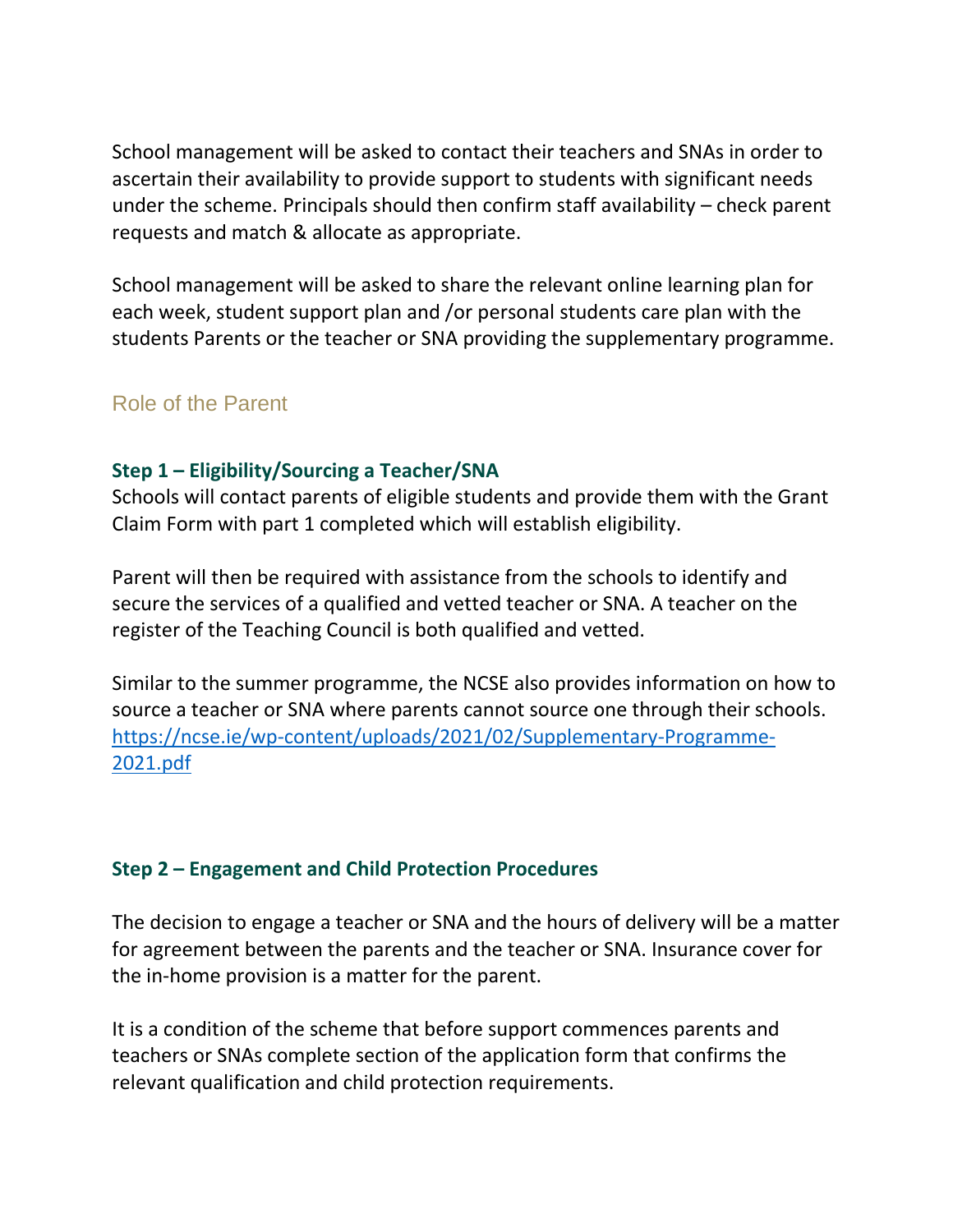School management will be asked to contact their teachers and SNAs in order to ascertain their availability to provide support to students with significant needs under the scheme. Principals should then confirm staff availability – check parent requests and match & allocate as appropriate.

School management will be asked to share the relevant online learning plan for each week, student support plan and /or personal students care plan with the students Parents or the teacher or SNA providing the supplementary programme.

## Role of the Parent

### Step 1 – Eligibility/Sourcing a Teacher/SNA

Schools will contact parents of eligible students and provide them with the Grant Claim Form with part 1 completed which will establish eligibility.

Parent will then be required with assistance from the schools to identify and secure the services of a qualified and vetted teacher or SNA. A teacher on the register of the Teaching Council is both qualified and vetted.

Similar to the summer programme, the NCSE also provides information on how to source a teacher or SNA where parents cannot source one through their schools. [https://ncse.ie/wp-content/uploads/2021/02/Supplementary-Programme-2021.pdf](https://ncse.ie/wp-content/uploads/2021/02/Supplementary-Programme-2021.pdf)

### Step 2 – Engagement and Child Protection Procedures

The decision to engage a teacher or SNA and the hours of delivery will be a matter for agreement between the parents and the teacher or SNA. Insurance cover for the in-home provision is a matter for the parent.

It is a condition of the scheme that before support commences parents and teachers or SNAs complete section of the application form that confirms the relevant qualification and child protection requirements.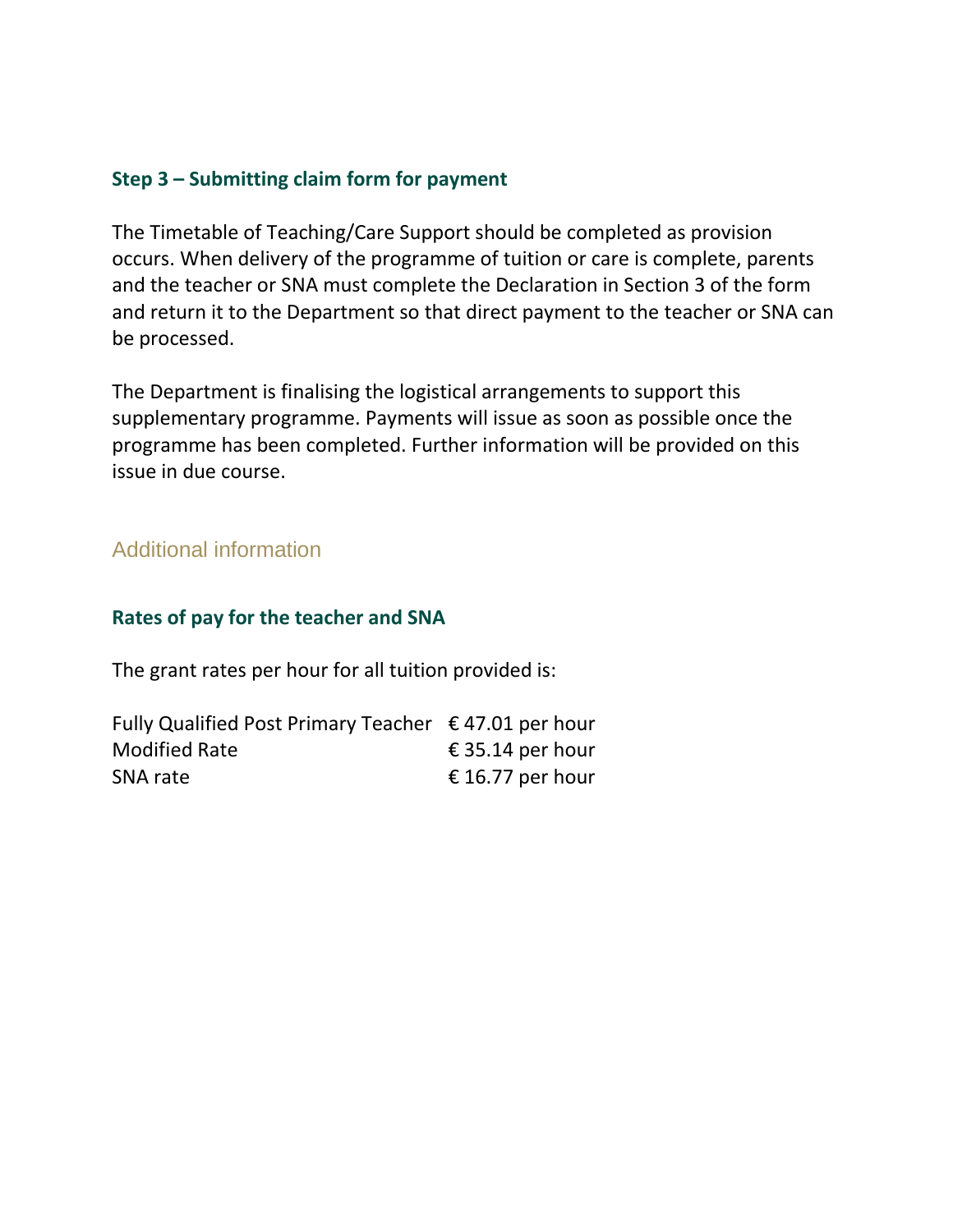### Step 3 – Submitting claim form for payment

The Timetable of Teaching/Care Support should be completed as provision occurs. When delivery of the programme of tuition or care is complete, parents and the teacher or SNA must complete the Declaration in Section 3 of the form and return it to the Department so that direct payment to the teacher or SNA can be processed.

The Department is finalising the logistical arrangements to support this supplementary programme. Payments will issue as soon as possible once the programme has been completed. Further information will be provided on this issue in due course.

## Additional information

### Rates of pay for the teacher and SNA

The grant rates per hour for all tuition provided is:

| | |
|---|---|
| Fully Qualified Post Primary Teacher | € 47.01 per hour |
| Modified Rate | € 35.14 per hour |
| SNA rate | € 16.77 per hour |